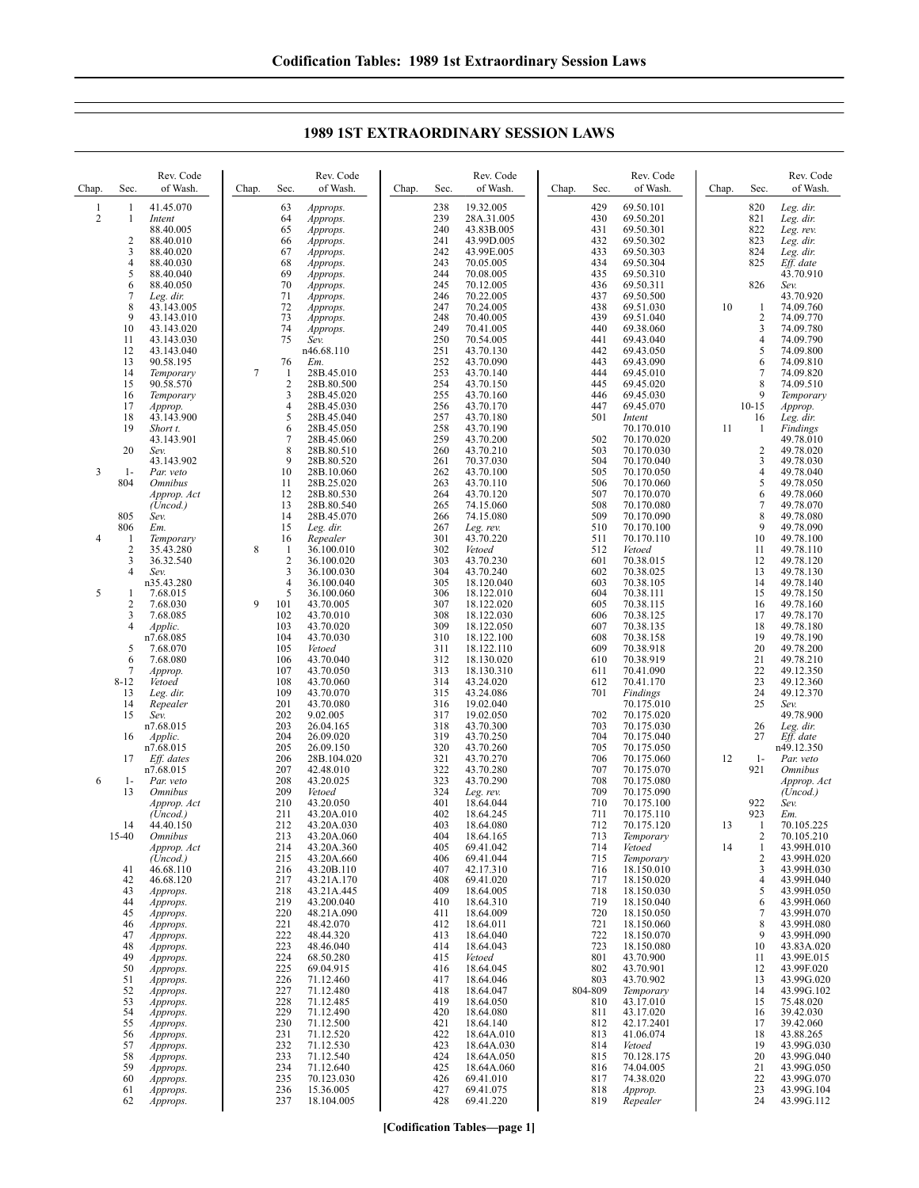## 1989 1ST EXTRAORDINARY SESSION LAWS

| Chap. | Sec. | Rev. Code of Wash. |
|---|---|---|
| 1 | 1 | 41.45.070 |
| 2 | 1 | *Intent* 88.40.005 |
| | 2 | 88.40.010 |
| | 3 | 88.40.020 |
| | 4 | 88.40.030 |
| | 5 | 88.40.040 |
| | 6 | 88.40.050 |
| | 7 | *Leg. dir.* |
| | 8 | 43.143.005 |
| | 9 | 43.143.010 |
| | 10 | 43.143.020 |
| | 11 | 43.143.030 |
| | 12 | 43.143.040 |
| | 13 | 90.58.195 |
| | 14 | *Temporary* |
| | 15 | 90.58.570 |
| | 16 | *Temporary* |
| | 17 | *Approp.* |
| | 18 | 43.143.900 |
| | 19 | *Short t.* 43.143.901 |
| | 20 | *Sev.* 43.143.902 |
| 3 | 1-804 | *Par. veto Omnibus Approp. Act (Uncod.)* |
| | 805 | *Sev.* |
| | 806 | *Em.* |
| 4 | 1 | *Temporary* |
| | 2 | 35.43.280 |
| | 3 | 36.32.540 |
| | 4 | *Sev.* n35.43.280 |
| 5 | 1 | 7.68.015 |
| | 2 | 7.68.030 |
| | 3 | 7.68.085 |
| | 4 | *Applic.* n7.68.085 |
| | 5 | 7.68.070 |
| | 6 | 7.68.080 |
| | 7 | *Approp.* |
| | 8-12 | *Vetoed* |
| | 13 | *Leg. dir.* |
| | 14 | *Repealer* |
| | 15 | *Sev.* n7.68.015 |
| | 16 | *Applic.* n7.68.015 |
| | 17 | *Eff. dates* n7.68.015 |
| 6 | 1-13 | *Par. veto Omnibus Approp. Act (Uncod.)* |
| | 14 | 44.40.150 |
| | 15-40 | *Omnibus Approp. Act (Uncod.)* |
| | 41 | 46.68.110 |
| | 42 | 46.68.120 |
| | 43 | *Approps.* |
| | 44 | *Approps.* |
| | 45 | *Approps.* |
| | 46 | *Approps.* |
| | 47 | *Approps.* |
| | 48 | *Approps.* |
| | 49 | *Approps.* |
| | 50 | *Approps.* |
| | 51 | *Approps.* |
| | 52 | *Approps.* |
| | 53 | *Approps.* |
| | 54 | *Approps.* |
| | 55 | *Approps.* |
| | 56 | *Approps.* |
| | 57 | *Approps.* |
| | 58 | *Approps.* |
| | 59 | *Approps.* |
| | 60 | *Approps.* |
| | 61 | *Approps.* |
| | 62 | *Approps.* |
| | 63 | *Approps.* |
| | 64 | *Approps.* |
| | 65 | *Approps.* |
| | 66 | *Approps.* |
| | 67 | *Approps.* |
| | 68 | *Approps.* |
| | 69 | *Approps.* |
| | 70 | *Approps.* |
| | 71 | *Approps.* |
| | 72 | *Approps.* |
| | 73 | *Approps.* |
| | 74 | *Approps.* |
| | 75 | *Sev.* n46.68.110 |
| | 76 | *Em.* |
| 7 | 1 | 28B.45.010 |
| | 2 | 28B.80.500 |
| | 3 | 28B.45.020 |
| | 4 | 28B.45.030 |
| | 5 | 28B.45.040 |
| | 6 | 28B.45.050 |
| | 7 | 28B.45.060 |
| | 8 | 28B.80.510 |
| | 9 | 28B.80.520 |
| | 10 | 28B.10.060 |
| | 11 | 28B.25.020 |
| | 12 | 28B.80.530 |
| | 13 | 28B.80.540 |
| | 14 | 28B.45.070 |
| | 15 | *Leg. dir.* |
| | 16 | *Repealer* |
| 8 | 1 | 36.100.010 |
| | 2 | 36.100.020 |
| | 3 | 36.100.030 |
| | 4 | 36.100.040 |
| | 5 | 36.100.060 |
| 9 | 101 | 43.70.005 |
| | 102 | 43.70.010 |
| | 103 | 43.70.020 |
| | 104 | 43.70.030 |
| | 105 | *Vetoed* |
| | 106 | 43.70.040 |
| | 107 | 43.70.050 |
| | 108 | 43.70.060 |
| | 109 | 43.70.070 |
| | 201 | 43.70.080 |
| | 202 | 9.02.005 |
| | 203 | 26.04.165 |
| | 204 | 26.09.020 |
| | 205 | 26.09.150 |
| | 206 | 28B.104.020 |
| | 207 | 42.48.010 |
| | 208 | 43.20.025 |
| | 209 | *Vetoed* |
| | 210 | 43.20.050 |
| | 211 | 43.20A.010 |
| | 212 | 43.20A.030 |
| | 213 | 43.20A.060 |
| | 214 | 43.20A.360 |
| | 215 | 43.20A.660 |
| | 216 | 43.20B.110 |
| | 217 | 43.21A.170 |
| | 218 | 43.21A.445 |
| | 219 | 43.200.040 |
| | 220 | 48.21A.090 |
| | 221 | 48.42.070 |
| | 222 | 48.44.320 |
| | 223 | 48.46.040 |
| | 224 | 68.50.280 |
| | 225 | 69.04.915 |
| | 226 | 71.12.460 |
| | 227 | 71.12.480 |
| | 228 | 71.12.485 |
| | 229 | 71.12.490 |
| | 230 | 71.12.500 |
| | 231 | 71.12.520 |
| | 232 | 71.12.530 |
| | 233 | 71.12.540 |
| | 234 | 71.12.640 |
| | 235 | 70.123.030 |
| | 236 | 15.36.005 |
| | 237 | 18.104.005 |
| | 238 | 19.32.005 |
| | 239 | 28A.31.005 |
| | 240 | 43.83B.005 |
| | 241 | 43.99D.005 |
| | 242 | 43.99E.005 |
| | 243 | 70.05.005 |
| | 244 | 70.08.005 |
| | 245 | 70.12.005 |
| | 246 | 70.22.005 |
| | 247 | 70.24.005 |
| | 248 | 70.40.005 |
| | 249 | 70.41.005 |
| | 250 | 70.54.005 |
| | 251 | 43.70.130 |
| | 252 | 43.70.090 |
| | 253 | 43.70.140 |
| | 254 | 43.70.150 |
| | 255 | 43.70.160 |
| | 256 | 43.70.170 |
| | 257 | 43.70.180 |
| | 258 | 43.70.190 |
| | 259 | 43.70.200 |
| | 260 | 43.70.210 |
| | 261 | 70.37.030 |
| | 262 | 43.70.100 |
| | 263 | 43.70.110 |
| | 264 | 43.70.120 |
| | 265 | 74.15.060 |
| | 266 | 74.15.080 |
| | 267 | *Leg. rev.* |
| | 301 | 43.70.220 |
| | 302 | *Vetoed* |
| | 303 | 43.70.230 |
| | 304 | 43.70.240 |
| | 305 | 18.120.040 |
| | 306 | 18.122.010 |
| | 307 | 18.122.020 |
| | 308 | 18.122.030 |
| | 309 | 18.122.050 |
| | 310 | 18.122.100 |
| | 311 | 18.122.110 |
| | 312 | 18.130.020 |
| | 313 | 18.130.310 |
| | 314 | 43.24.020 |
| | 315 | 43.24.086 |
| | 316 | 19.02.040 |
| | 317 | 19.02.050 |
| | 318 | 43.70.300 |
| | 319 | 43.70.250 |
| | 320 | 43.70.260 |
| | 321 | 43.70.270 |
| | 322 | 43.70.280 |
| | 323 | 43.70.290 |
| | 324 | *Leg. rev.* |
| | 401 | 18.64.044 |
| | 402 | 18.64.245 |
| | 403 | 18.64.080 |
| | 404 | 18.64.165 |
| | 405 | 69.41.042 |
| | 406 | 69.41.044 |
| | 407 | 42.17.310 |
| | 408 | 69.41.020 |
| | 409 | 18.64.005 |
| | 410 | 18.64.310 |
| | 411 | 18.64.009 |
| | 412 | 18.64.011 |
| | 413 | 18.64.040 |
| | 414 | 18.64.043 |
| | 415 | *Vetoed* |
| | 416 | 18.64.045 |
| | 417 | 18.64.046 |
| | 418 | 18.64.047 |
| | 419 | 18.64.050 |
| | 420 | 18.64.080 |
| | 421 | 18.64.140 |
| | 422 | 18.64A.010 |
| | 423 | 18.64A.030 |
| | 424 | 18.64A.050 |
| | 425 | 18.64A.060 |
| | 426 | 69.41.010 |
| | 427 | 69.41.075 |
| | 428 | 69.41.220 |
| | 429 | 69.50.101 |
| | 430 | 69.50.201 |
| | 431 | 69.50.301 |
| | 432 | 69.50.302 |
| | 433 | 69.50.303 |
| | 434 | 69.50.304 |
| | 435 | 69.50.310 |
| | 436 | 69.50.311 |
| | 437 | 69.50.500 |
| | 438 | 69.51.030 |
| | 439 | 69.51.040 |
| | 440 | 69.38.060 |
| | 441 | 69.43.040 |
| | 442 | 69.43.050 |
| | 443 | 69.43.090 |
| | 444 | 69.45.010 |
| | 445 | 69.45.020 |
| | 446 | 69.45.030 |
| | 447 | 69.45.070 |
| | 501 | *Intent* 70.170.010 |
| | 502 | 70.170.020 |
| | 503 | 70.170.030 |
| | 504 | 70.170.040 |
| | 505 | 70.170.050 |
| | 506 | 70.170.060 |
| | 507 | 70.170.070 |
| | 508 | 70.170.080 |
| | 509 | 70.170.090 |
| | 510 | 70.170.100 |
| | 511 | 70.170.110 |
| | 512 | *Vetoed* |
| | 601 | 70.38.015 |
| | 602 | 70.38.025 |
| | 603 | 70.38.105 |
| | 604 | 70.38.111 |
| | 605 | 70.38.115 |
| | 606 | 70.38.125 |
| | 607 | 70.38.135 |
| | 608 | 70.38.158 |
| | 609 | 70.38.918 |
| | 610 | 70.38.919 |
| | 611 | 70.41.090 |
| | 612 | 70.41.170 |
| | 701 | *Findings* 70.175.010 |
| | 702 | 70.175.020 |
| | 703 | 70.175.030 |
| | 704 | 70.175.040 |
| | 705 | 70.175.050 |
| | 706 | 70.175.060 |
| | 707 | 70.175.070 |
| | 708 | 70.175.080 |
| | 709 | 70.175.090 |
| | 710 | 70.175.100 |
| | 711 | 70.175.110 |
| | 712 | 70.175.120 |
| | 713 | *Temporary* |
| | 714 | *Vetoed* |
| | 715 | *Temporary* |
| | 716 | 18.150.010 |
| | 717 | 18.150.020 |
| | 718 | 18.150.030 |
| | 719 | 18.150.040 |
| | 720 | 18.150.050 |
| | 721 | 18.150.060 |
| | 722 | 18.150.070 |
| | 723 | 18.150.080 |
| | 801 | 43.70.900 |
| | 802 | 43.70.901 |
| | 803 | 43.70.902 |
| | 804-809 | *Temporary* |
| | 810 | 43.17.010 |
| | 811 | 43.17.020 |
| | 812 | 42.17.2401 |
| | 813 | 41.06.074 |
| | 814 | *Vetoed* |
| | 815 | 70.128.175 |
| | 816 | 74.04.005 |
| | 817 | 74.38.020 |
| | 818 | *Approp.* |
| | 819 | *Repealer* |
| | 820 | *Leg. dir.* |
| | 821 | *Leg. dir.* |
| | 822 | *Leg. rev.* |
| | 823 | *Leg. dir.* |
| | 824 | *Leg. dir.* |
| | 825 | *Eff. date* 43.70.910 |
| | 826 | *Sev.* 43.70.920 |
| 10 | 1 | 74.09.760 |
| | 2 | 74.09.770 |
| | 3 | 74.09.780 |
| | 4 | 74.09.790 |
| | 5 | 74.09.800 |
| | 6 | 74.09.810 |
| | 7 | 74.09.820 |
| | 8 | 74.09.510 |
| | 9 | *Temporary* |
| | 10-15 | *Approp.* |
| | 16 | *Leg. dir.* |
| 11 | 1 | *Findings* 49.78.010 |
| | 2 | 49.78.020 |
| | 3 | 49.78.030 |
| | 4 | 49.78.040 |
| | 5 | 49.78.050 |
| | 6 | 49.78.060 |
| | 7 | 49.78.070 |
| | 8 | 49.78.080 |
| | 9 | 49.78.090 |
| | 10 | 49.78.100 |
| | 11 | 49.78.110 |
| | 12 | 49.78.120 |
| | 13 | 49.78.130 |
| | 14 | 49.78.140 |
| | 15 | 49.78.150 |
| | 16 | 49.78.160 |
| | 17 | 49.78.170 |
| | 18 | 49.78.180 |
| | 19 | 49.78.190 |
| | 20 | 49.78.200 |
| | 21 | 49.78.210 |
| | 22 | 49.12.350 |
| | 23 | 49.12.360 |
| | 24 | 49.12.370 |
| | 25 | *Sev.* 49.78.900 |
| | 26 | *Leg. dir.* |
| | 27 | *Eff. date* n49.12.350 |
| 12 | 1-921 | *Par. veto Omnibus Approp. Act (Uncod.)* |
| | 922 | *Sev.* |
| | 923 | *Em.* |
| 13 | 1 | 70.105.225 |
| | 2 | 70.105.210 |
| 14 | 1 | 43.99H.010 |
| | 2 | 43.99H.020 |
| | 3 | 43.99H.030 |
| | 4 | 43.99H.040 |
| | 5 | 43.99H.050 |
| | 6 | 43.99H.060 |
| | 7 | 43.99H.070 |
| | 8 | 43.99H.080 |
| | 9 | 43.99H.090 |
| | 10 | 43.83A.020 |
| | 11 | 43.99E.015 |
| | 12 | 43.99F.020 |
| | 13 | 43.99G.020 |
| | 14 | 43.99G.102 |
| | 15 | 75.48.020 |
| | 16 | 39.42.030 |
| | 17 | 39.42.060 |
| | 18 | 43.88.265 |
| | 19 | 43.99G.030 |
| | 20 | 43.99G.040 |
| | 21 | 43.99G.050 |
| | 22 | 43.99G.070 |
| | 23 | 43.99G.104 |
| | 24 | 43.99G.112 |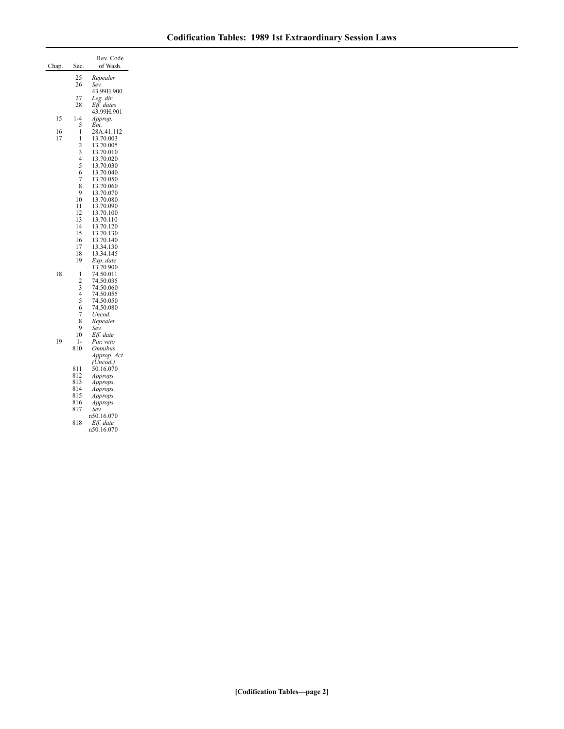## Codification Tables: 1989 1st Extraordinary Session Laws

| Chap. | Sec. | Rev. Code of Wash. |
|---|---|---|
| | 25 | *Repealer* |
| | 26 | *Sev.* 43.99H.900 |
| | 27 | *Leg. dir.* |
| | 28 | *Eff. dates* 43.99H.901 |
| 15 | 1-4 | *Approp.* |
| | 5 | *Em.* |
| 16 | 1 | 28A.41.112 |
| 17 | 1 | 13.70.003 |
| | 2 | 13.70.005 |
| | 3 | 13.70.010 |
| | 4 | 13.70.020 |
| | 5 | 13.70.030 |
| | 6 | 13.70.040 |
| | 7 | 13.70.050 |
| | 8 | 13.70.060 |
| | 9 | 13.70.070 |
| | 10 | 13.70.080 |
| | 11 | 13.70.090 |
| | 12 | 13.70.100 |
| | 13 | 13.70.110 |
| | 14 | 13.70.120 |
| | 15 | 13.70.130 |
| | 16 | 13.70.140 |
| | 17 | 13.34.130 |
| | 18 | 13.34.145 |
| | 19 | *Exp. date* 13.70.900 |
| 18 | 1 | 74.50.011 |
| | 2 | 74.50.035 |
| | 3 | 74.50.060 |
| | 4 | 74.50.055 |
| | 5 | 74.50.050 |
| | 6 | 74.50.080 |
| | 7 | *Uncod.* |
| | 8 | *Repealer* |
| | 9 | *Sev.* |
| | 10 | *Eff. date* |
| 19 | 1-810 | *Par. veto Omnibus Approp. Act (Uncod.)* |
| | 811 | 50.16.070 |
| | 812 | *Approps.* |
| | 813 | *Approps.* |
| | 814 | *Approps.* |
| | 815 | *Approps.* |
| | 816 | *Approps.* |
| | 817 | *Sev.* n50.16.070 |
| | 818 | *Eff. date* n50.16.070 |